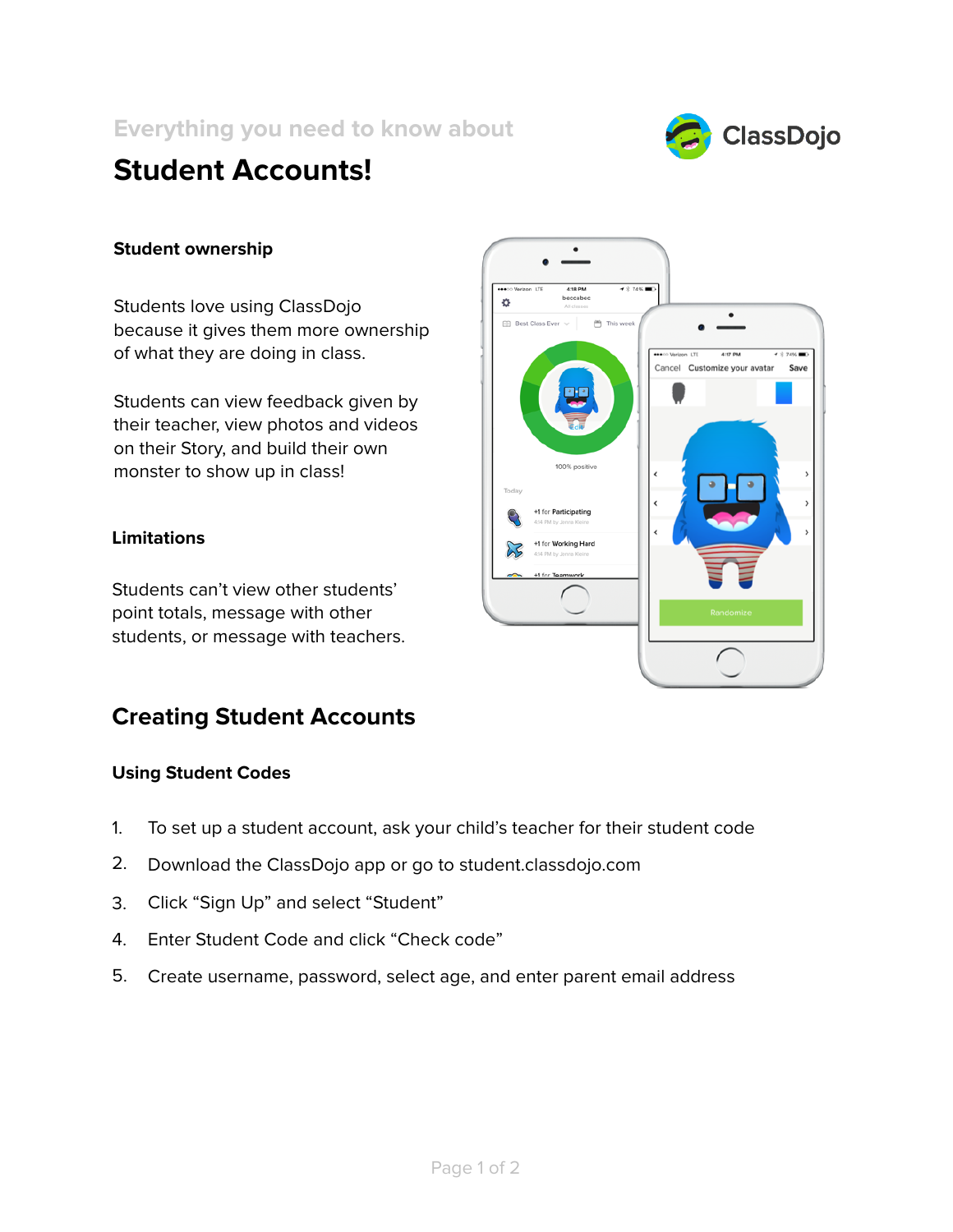Everything you need to know about

# Student Accounts!

ClassDojo

### Student ownership

Students love using ClassDojo because it gives them more ownership of what they are doing in class.

Students can view feedback given by their teacher, view photos and videos on their Story, and build their own monster to show up in class!

### Limitations

Students can't view other students' point totals, message with other students, or message with teachers.

## Creating Student Accounts

### Using Student Codes

1. To set up a student account, ask your child's teacher for their student code
2. Download the ClassDojo app or go to student.classdojo.com
3. Click "Sign Up" and select "Student"
4. Enter Student Code and click "Check code"
5. Create username, password, select age, and enter parent email address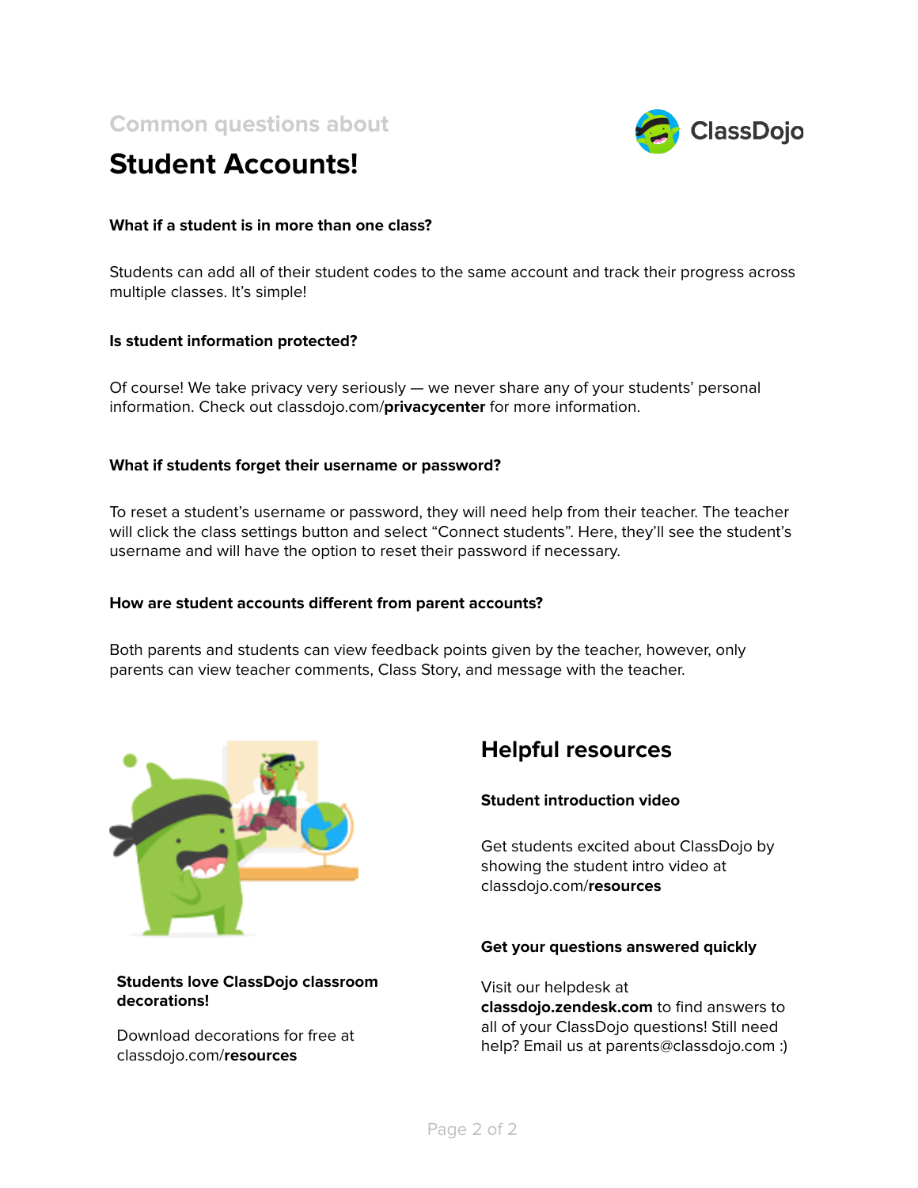Common questions about

# Student Accounts!

**What if a student is in more than one class?**

Students can add all of their student codes to the same account and track their progress across multiple classes. It's simple!

**Is student information protected?**

Of course! We take privacy very seriously — we never share any of your students' personal information. Check out classdojo.com/**privacycenter** for more information.

**What if students forget their username or password?**

To reset a student's username or password, they will need help from their teacher. The teacher will click the class settings button and select "Connect students". Here, they'll see the student's username and will have the option to reset their password if necessary.

**How are student accounts different from parent accounts?**

Both parents and students can view feedback points given by the teacher, however, only parents can view teacher comments, Class Story, and message with the teacher.

**Students love ClassDojo classroom decorations!**

Download decorations for free at classdojo.com/**resources**

## Helpful resources

**Student introduction video**

Get students excited about ClassDojo by showing the student intro video at classdojo.com/**resources**

**Get your questions answered quickly**

Visit our helpdesk at **classdojo.zendesk.com** to find answers to all of your ClassDojo questions! Still need help? Email us at parents@classdojo.com :)